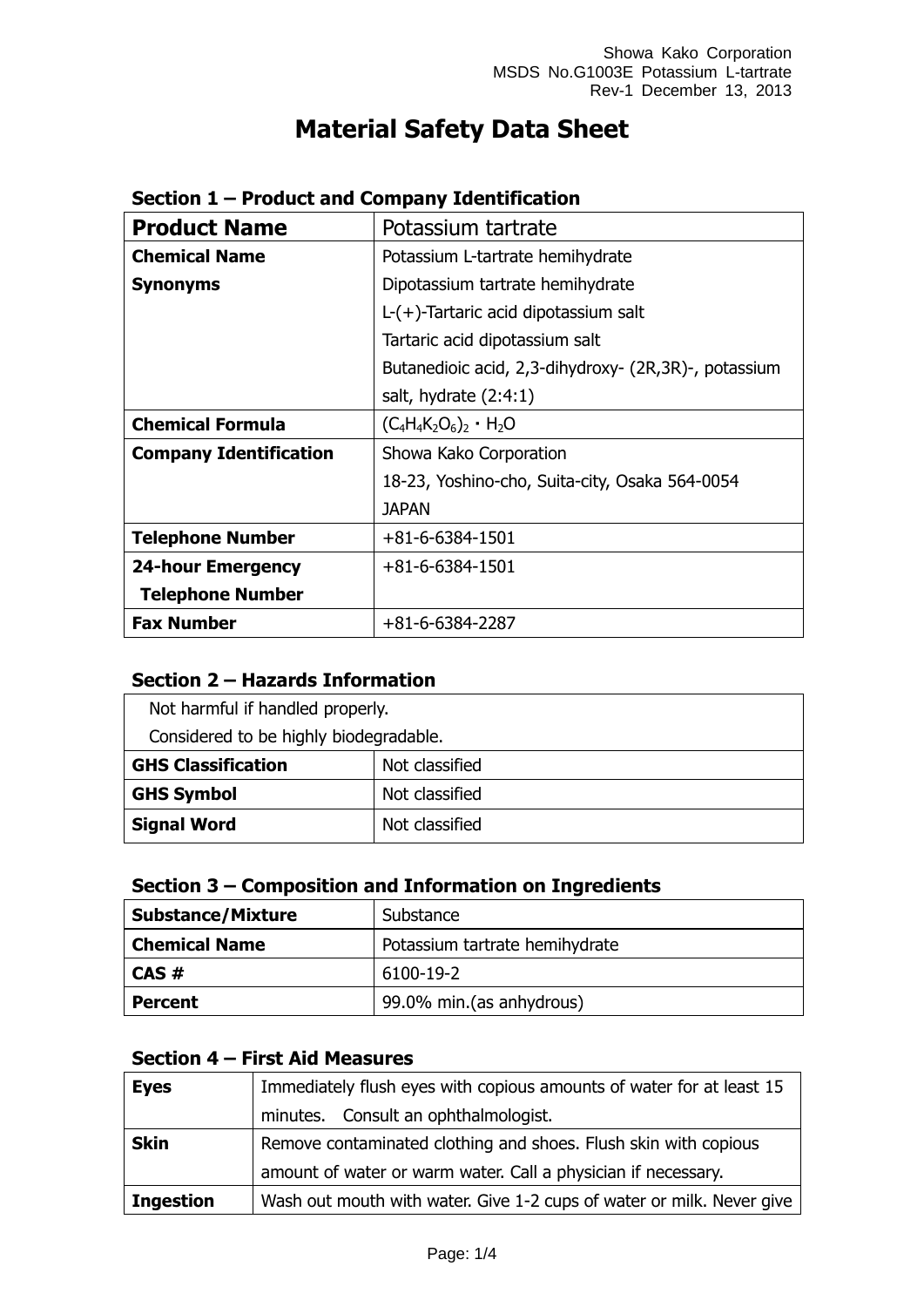# Material Safety Data Sheet

## Section 1 – Product and Company Identification

| | |
|---|---|
| **Product Name** | Potassium tartrate |
| **Chemical Name** | Potassium L-tartrate hemihydrate |
| **Synonyms** | Dipotassium tartrate hemihydrate<br>L-(+)-Tartaric acid dipotassium salt<br>Tartaric acid dipotassium salt<br>Butanedioic acid, 2,3-dihydroxy- (2R,3R)-, potassium salt, hydrate (2:4:1) |
| **Chemical Formula** | $(C_4H_4K_2O_6)_2 \cdot H_2O$ |
| **Company Identification** | Showa Kako Corporation<br>18-23, Yoshino-cho, Suita-city, Osaka 564-0054<br>JAPAN |
| **Telephone Number** | +81-6-6384-1501 |
| **24-hour Emergency Telephone Number** | +81-6-6384-1501 |
| **Fax Number** | +81-6-6384-2287 |

## Section 2 – Hazards Information

Not harmful if handled properly.
Considered to be highly biodegradable.

| | |
|---|---|
| **GHS Classification** | Not classified |
| **GHS Symbol** | Not classified |
| **Signal Word** | Not classified |

## Section 3 – Composition and Information on Ingredients

| | |
|---|---|
| **Substance/Mixture** | Substance |
| **Chemical Name** | Potassium tartrate hemihydrate |
| **CAS #** | 6100-19-2 |
| **Percent** | 99.0% min.(as anhydrous) |

## Section 4 – First Aid Measures

| | |
|---|---|
| **Eyes** | Immediately flush eyes with copious amounts of water for at least 15 minutes. Consult an ophthalmologist. |
| **Skin** | Remove contaminated clothing and shoes. Flush skin with copious amount of water or warm water. Call a physician if necessary. |
| **Ingestion** | Wash out mouth with water. Give 1-2 cups of water or milk. Never give |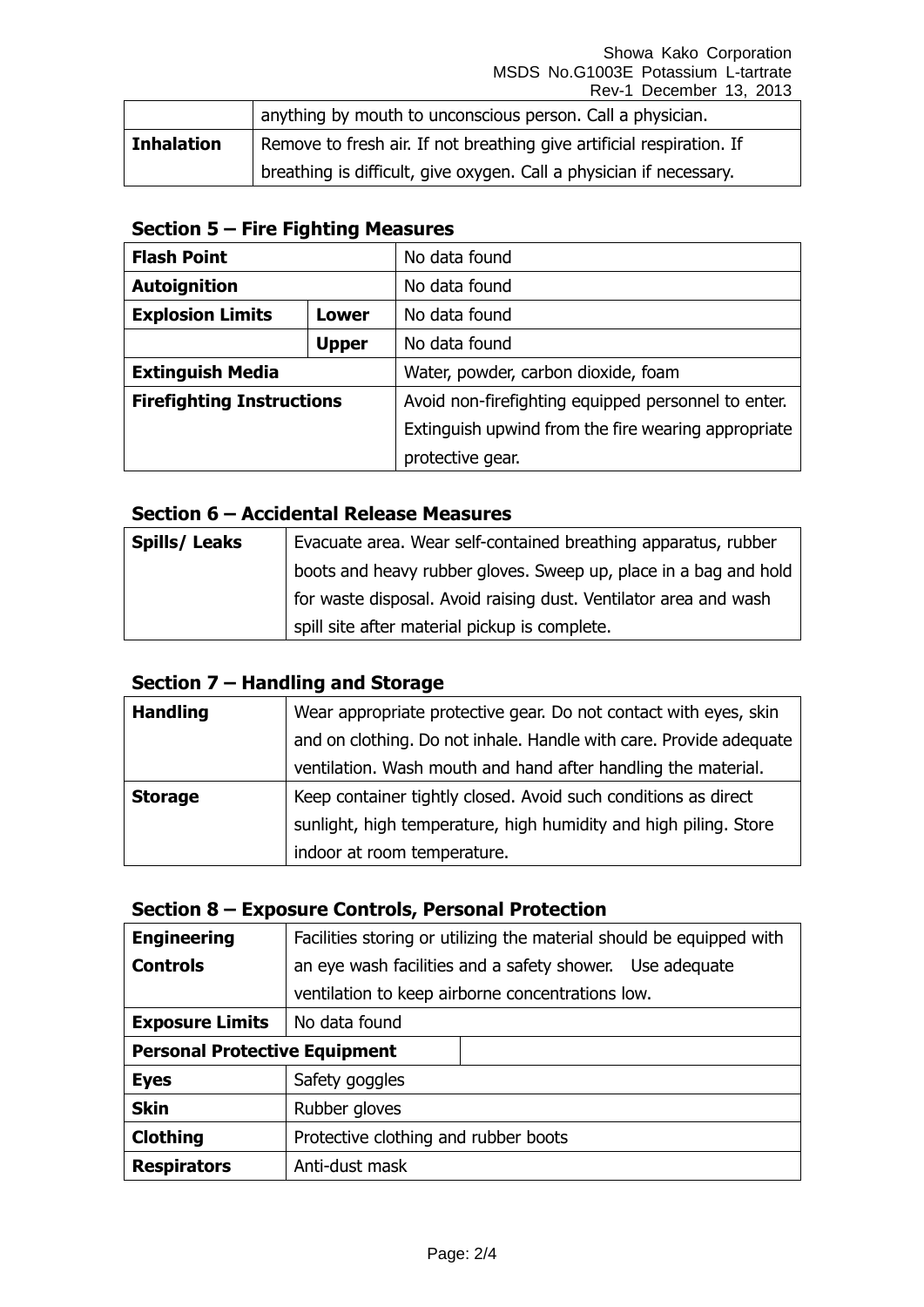| | |
|---|---|
| | anything by mouth to unconscious person. Call a physician. |
| **Inhalation** | Remove to fresh air. If not breathing give artificial respiration. If breathing is difficult, give oxygen. Call a physician if necessary. |

## Section 5 – Fire Fighting Measures

| | | |
|---|---|---|
| **Flash Point** | | No data found |
| **Autoignition** | | No data found |
| **Explosion Limits** | **Lower** | No data found |
| | **Upper** | No data found |
| **Extinguish Media** | | Water, powder, carbon dioxide, foam |
| **Firefighting Instructions** | | Avoid non-firefighting equipped personnel to enter. Extinguish upwind from the fire wearing appropriate protective gear. |

## Section 6 – Accidental Release Measures

| | |
|---|---|
| **Spills/ Leaks** | Evacuate area. Wear self-contained breathing apparatus, rubber boots and heavy rubber gloves. Sweep up, place in a bag and hold for waste disposal. Avoid raising dust. Ventilator area and wash spill site after material pickup is complete. |

## Section 7 – Handling and Storage

| | |
|---|---|
| **Handling** | Wear appropriate protective gear. Do not contact with eyes, skin and on clothing. Do not inhale. Handle with care. Provide adequate ventilation. Wash mouth and hand after handling the material. |
| **Storage** | Keep container tightly closed. Avoid such conditions as direct sunlight, high temperature, high humidity and high piling. Store indoor at room temperature. |

## Section 8 – Exposure Controls, Personal Protection

| | |
|---|---|
| **Engineering Controls** | Facilities storing or utilizing the material should be equipped with an eye wash facilities and a safety shower. Use adequate ventilation to keep airborne concentrations low. |
| **Exposure Limits** | No data found |
| **Personal Protective Equipment** | |
| **Eyes** | Safety goggles |
| **Skin** | Rubber gloves |
| **Clothing** | Protective clothing and rubber boots |
| **Respirators** | Anti-dust mask |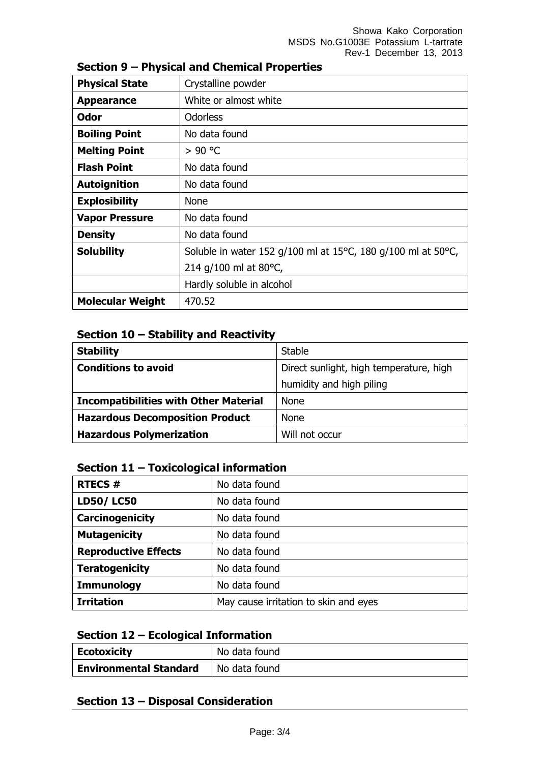## Section 9 – Physical and Chemical Properties

| | |
|---|---|
| **Physical State** | Crystalline powder |
| **Appearance** | White or almost white |
| **Odor** | Odorless |
| **Boiling Point** | No data found |
| **Melting Point** | > 90 °C |
| **Flash Point** | No data found |
| **Autoignition** | No data found |
| **Explosibility** | None |
| **Vapor Pressure** | No data found |
| **Density** | No data found |
| **Solubility** | Soluble in water 152 g/100 ml at 15°C, 180 g/100 ml at 50°C, 214 g/100 ml at 80°C, |
| | Hardly soluble in alcohol |
| **Molecular Weight** | 470.52 |

## Section 10 – Stability and Reactivity

| | |
|---|---|
| **Stability** | Stable |
| **Conditions to avoid** | Direct sunlight, high temperature, high humidity and high piling |
| **Incompatibilities with Other Material** | None |
| **Hazardous Decomposition Product** | None |
| **Hazardous Polymerization** | Will not occur |

## Section 11 – Toxicological information

| | |
|---|---|
| **RTECS #** | No data found |
| **LD50/ LC50** | No data found |
| **Carcinogenicity** | No data found |
| **Mutagenicity** | No data found |
| **Reproductive Effects** | No data found |
| **Teratogenicity** | No data found |
| **Immunology** | No data found |
| **Irritation** | May cause irritation to skin and eyes |

## Section 12 – Ecological Information

| | |
|---|---|
| **Ecotoxicity** | No data found |
| **Environmental Standard** | No data found |

## Section 13 – Disposal Consideration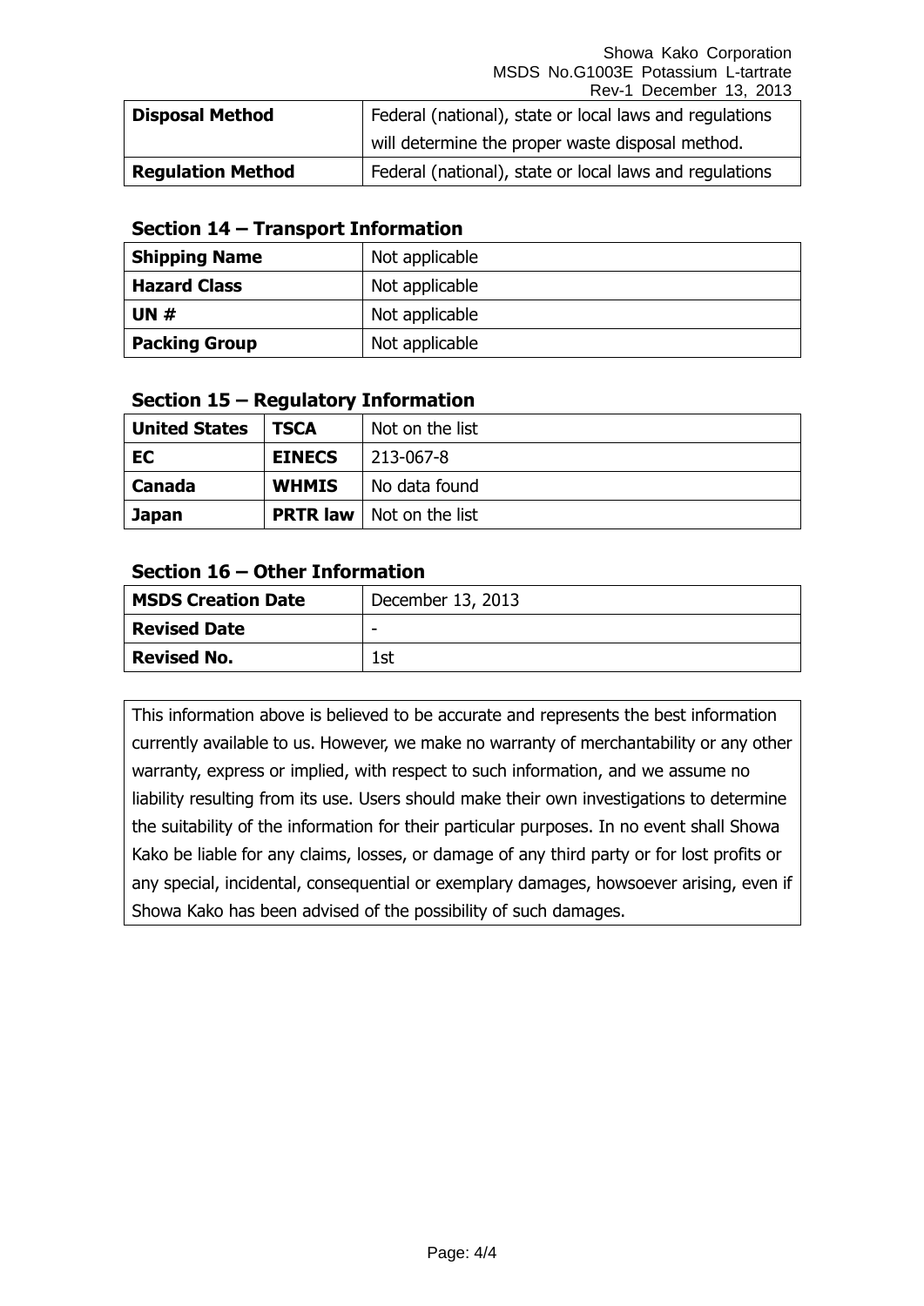| | |
|---|---|
| **Disposal Method** | Federal (national), state or local laws and regulations will determine the proper waste disposal method. |
| **Regulation Method** | Federal (national), state or local laws and regulations |

### Section 14 – Transport Information

| | |
|---|---|
| **Shipping Name** | Not applicable |
| **Hazard Class** | Not applicable |
| **UN #** | Not applicable |
| **Packing Group** | Not applicable |

### Section 15 – Regulatory Information

| | | |
|---|---|---|
| **United States** | **TSCA** | Not on the list |
| **EC** | **EINECS** | 213-067-8 |
| **Canada** | **WHMIS** | No data found |
| **Japan** | **PRTR law** | Not on the list |

### Section 16 – Other Information

| | |
|---|---|
| **MSDS Creation Date** | December 13, 2013 |
| **Revised Date** | - |
| **Revised No.** | 1st |

This information above is believed to be accurate and represents the best information currently available to us. However, we make no warranty of merchantability or any other warranty, express or implied, with respect to such information, and we assume no liability resulting from its use. Users should make their own investigations to determine the suitability of the information for their particular purposes. In no event shall Showa Kako be liable for any claims, losses, or damage of any third party or for lost profits or any special, incidental, consequential or exemplary damages, howsoever arising, even if Showa Kako has been advised of the possibility of such damages.